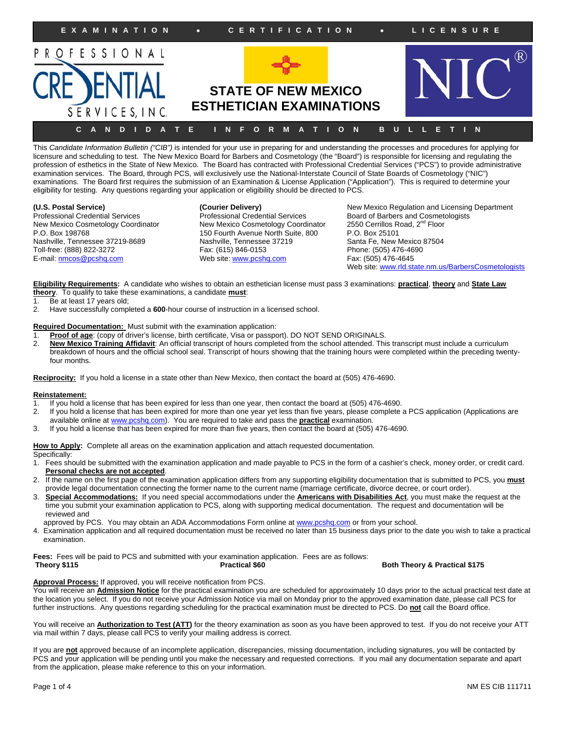**EXAMINATION • CERTIFICATION • LICENSURE**

PROFESSIONAL CREDENTIAL SERVICES, INC.

# STATE OF NEW MEXICO ESTHETICIAN EXAMINATIONS

NIC®

**CANDIDATE INFORMATION BULLETIN**

This *Candidate Information Bulletin ("CIB")* is intended for your use in preparing for and understanding the processes and procedures for applying for licensure and scheduling to test. The New Mexico Board for Barbers and Cosmetology (the "Board") is responsible for licensing and regulating the profession of esthetics in the State of New Mexico. The Board has contracted with Professional Credential Services ("PCS") to provide administrative examination services. The Board, through PCS, will exclusively use the National-Interstate Council of State Boards of Cosmetology ("NIC") examinations. The Board first requires the submission of an Examination & License Application ("Application"). This is required to determine your eligibility for testing. Any questions regarding your application or eligibility should be directed to PCS.

**(U.S. Postal Service)**
Professional Credential Services
New Mexico Cosmetology Coordinator
P.O. Box 198768
Nashville, Tennessee 37219-8689
Toll-free: (888) 822-3272
E-mail: nmcos@pcshq.com

**(Courier Delivery)**
Professional Credential Services
New Mexico Cosmetology Coordinator
150 Fourth Avenue North Suite, 800
Nashville, Tennessee 37219
Fax: (615) 846-0153
Web site: www.pcshq.com

New Mexico Regulation and Licensing Department
Board of Barbers and Cosmetologists
2550 Cerrillos Road, 2nd Floor
P.O. Box 25101
Santa Fe, New Mexico 87504
Phone: (505) 476-4690
Fax: (505) 476-4645
Web site: www.rld.state.nm.us/BarbersCosmetologists

**Eligibility Requirements:** A candidate who wishes to obtain an esthetician license must pass 3 examinations: **practical**, **theory** and **State Law theory**. To qualify to take these examinations, a candidate **must**:

1. Be at least 17 years old;
2. Have successfully completed a **600**-hour course of instruction in a licensed school.

**Required Documentation:** Must submit with the examination application:

1. **Proof of age**: (copy of driver's license, birth certificate, Visa or passport). DO NOT SEND ORIGINALS.
2. **New Mexico Training Affidavit**: An official transcript of hours completed from the school attended. This transcript must include a curriculum breakdown of hours and the official school seal. Transcript of hours showing that the training hours were completed within the preceding twenty-four months.

**Reciprocity:** If you hold a license in a state other than New Mexico, then contact the board at (505) 476-4690.

**Reinstatement:**

1. If you hold a license that has been expired for less than one year, then contact the board at (505) 476-4690.
2. If you hold a license that has been expired for more than one year yet less than five years, please complete a PCS application (Applications are available online at www.pcshq.com). You are required to take and pass the **practical** examination.
3. If you hold a license that has been expired for more than five years, then contact the board at (505) 476-4690.

**How to Apply:** Complete all areas on the examination application and attach requested documentation.
Specifically:

1. Fees should be submitted with the examination application and made payable to PCS in the form of a cashier's check, money order, or credit card. **Personal checks are not accepted**.
2. If the name on the first page of the examination application differs from any supporting eligibility documentation that is submitted to PCS, you **must** provide legal documentation connecting the former name to the current name (marriage certificate, divorce decree, or court order).
3. **Special Accommodations:** If you need special accommodations under the **Americans with Disabilities Act**, you must make the request at the time you submit your examination application to PCS, along with supporting medical documentation. The request and documentation will be reviewed and approved by PCS. You may obtain an ADA Accommodations Form online at www.pcshq.com or from your school.
4. Examination application and all required documentation must be received no later than 15 business days prior to the date you wish to take a practical examination.

**Fees:** Fees will be paid to PCS and submitted with your examination application. Fees are as follows:
**Theory $115** **Practical $60** **Both Theory & Practical $175**

**Approval Process:** If approved, you will receive notification from PCS.
You will receive an **Admission Notice** for the practical examination you are scheduled for approximately 10 days prior to the actual practical test date at the location you select. If you do not receive your Admission Notice via mail on Monday prior to the approved examination date, please call PCS for further instructions. Any questions regarding scheduling for the practical examination must be directed to PCS. Do **not** call the Board office.

You will receive an **Authorization to Test (ATT)** for the theory examination as soon as you have been approved to test. If you do not receive your ATT via mail within 7 days, please call PCS to verify your mailing address is correct.

If you are **not** approved because of an incomplete application, discrepancies, missing documentation, including signatures, you will be contacted by PCS and your application will be pending until you make the necessary and requested corrections. If you mail any documentation separate and apart from the application, please make reference to this on your information.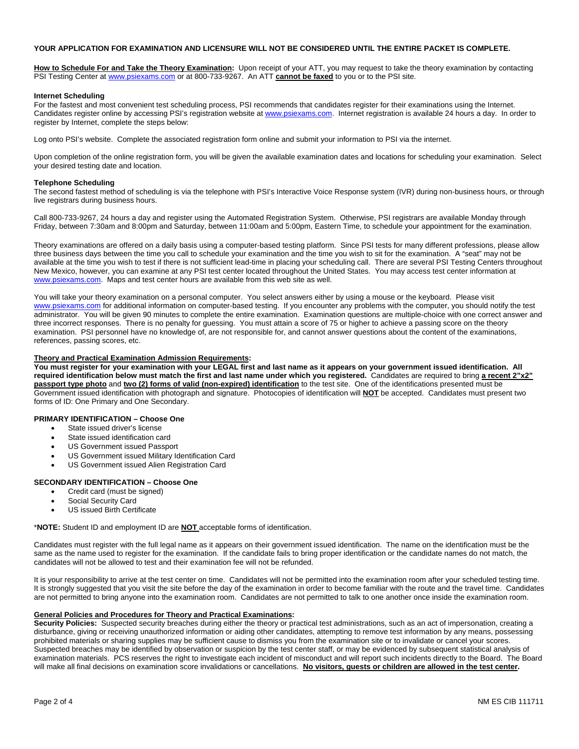**YOUR APPLICATION FOR EXAMINATION AND LICENSURE WILL NOT BE CONSIDERED UNTIL THE ENTIRE PACKET IS COMPLETE.**

**How to Schedule For and Take the Theory Examination:** Upon receipt of your ATT, you may request to take the theory examination by contacting PSI Testing Center at www.psiexams.com or at 800-733-9267. An ATT **cannot be faxed** to you or to the PSI site.

**Internet Scheduling**
For the fastest and most convenient test scheduling process, PSI recommends that candidates register for their examinations using the Internet. Candidates register online by accessing PSI's registration website at www.psiexams.com. Internet registration is available 24 hours a day. In order to register by Internet, complete the steps below:

Log onto PSI's website. Complete the associated registration form online and submit your information to PSI via the internet.

Upon completion of the online registration form, you will be given the available examination dates and locations for scheduling your examination. Select your desired testing date and location.

**Telephone Scheduling**
The second fastest method of scheduling is via the telephone with PSI's Interactive Voice Response system (IVR) during non-business hours, or through live registrars during business hours.

Call 800-733-9267, 24 hours a day and register using the Automated Registration System. Otherwise, PSI registrars are available Monday through Friday, between 7:30am and 8:00pm and Saturday, between 11:00am and 5:00pm, Eastern Time, to schedule your appointment for the examination.

Theory examinations are offered on a daily basis using a computer-based testing platform. Since PSI tests for many different professions, please allow three business days between the time you call to schedule your examination and the time you wish to sit for the examination. A "seat" may not be available at the time you wish to test if there is not sufficient lead-time in placing your scheduling call. There are several PSI Testing Centers throughout New Mexico, however, you can examine at any PSI test center located throughout the United States. You may access test center information at www.psiexams.com. Maps and test center hours are available from this web site as well.

You will take your theory examination on a personal computer. You select answers either by using a mouse or the keyboard. Please visit www.psiexams.com for additional information on computer-based testing. If you encounter any problems with the computer, you should notify the test administrator. You will be given 90 minutes to complete the entire examination. Examination questions are multiple-choice with one correct answer and three incorrect responses. There is no penalty for guessing. You must attain a score of 75 or higher to achieve a passing score on the theory examination. PSI personnel have no knowledge of, are not responsible for, and cannot answer questions about the content of the examinations, references, passing scores, etc.

**Theory and Practical Examination Admission Requirements:**
**You must register for your examination with your LEGAL first and last name as it appears on your government issued identification. All required identification below must match the first and last name under which you registered.** Candidates are required to bring **a recent 2"x2" passport type photo** and **two (2) forms of valid (non-expired) identification** to the test site. One of the identifications presented must be Government issued identification with photograph and signature. Photocopies of identification will **NOT** be accepted. Candidates must present two forms of ID: One Primary and One Secondary.

**PRIMARY IDENTIFICATION – Choose One**

- State issued driver's license
- State issued identification card
- US Government issued Passport
- US Government issued Military Identification Card
- US Government issued Alien Registration Card

**SECONDARY IDENTIFICATION – Choose One**

- Credit card (must be signed)
- Social Security Card
- US issued Birth Certificate

\***NOTE:** Student ID and employment ID are **NOT** acceptable forms of identification.

Candidates must register with the full legal name as it appears on their government issued identification. The name on the identification must be the same as the name used to register for the examination. If the candidate fails to bring proper identification or the candidate names do not match, the candidates will not be allowed to test and their examination fee will not be refunded.

It is your responsibility to arrive at the test center on time. Candidates will not be permitted into the examination room after your scheduled testing time. It is strongly suggested that you visit the site before the day of the examination in order to become familiar with the route and the travel time. Candidates are not permitted to bring anyone into the examination room. Candidates are not permitted to talk to one another once inside the examination room.

**General Policies and Procedures for Theory and Practical Examinations:**
**Security Policies:** Suspected security breaches during either the theory or practical test administrations, such as an act of impersonation, creating a disturbance, giving or receiving unauthorized information or aiding other candidates, attempting to remove test information by any means, possessing prohibited materials or sharing supplies may be sufficient cause to dismiss you from the examination site or to invalidate or cancel your scores. Suspected breaches may be identified by observation or suspicion by the test center staff, or may be evidenced by subsequent statistical analysis of examination materials. PCS reserves the right to investigate each incident of misconduct and will report such incidents directly to the Board. The Board will make all final decisions on examination score invalidations or cancellations. **No visitors, guests or children are allowed in the test center.**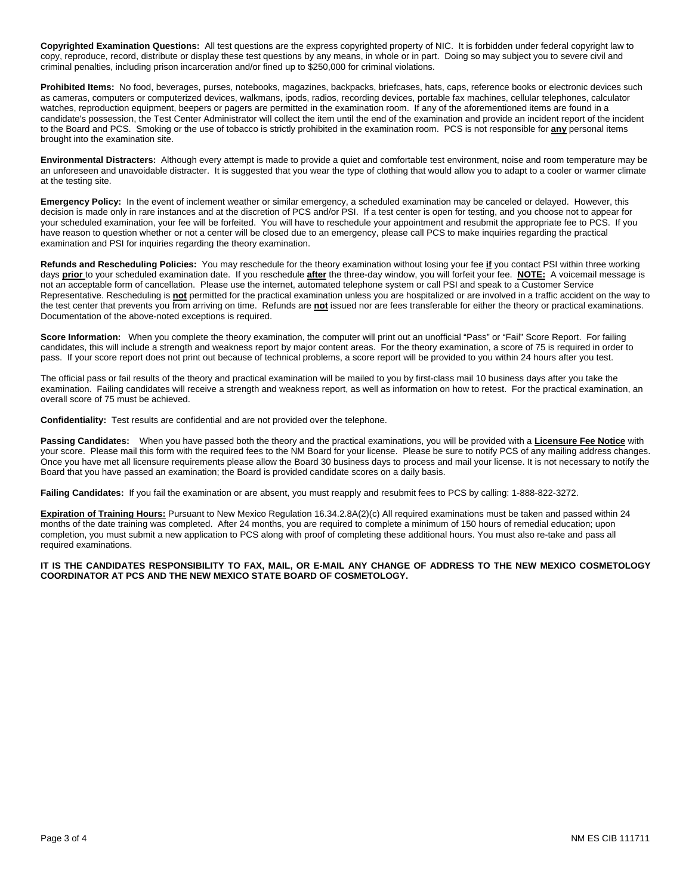**Copyrighted Examination Questions:** All test questions are the express copyrighted property of NIC. It is forbidden under federal copyright law to copy, reproduce, record, distribute or display these test questions by any means, in whole or in part. Doing so may subject you to severe civil and criminal penalties, including prison incarceration and/or fined up to $250,000 for criminal violations.

**Prohibited Items:** No food, beverages, purses, notebooks, magazines, backpacks, briefcases, hats, caps, reference books or electronic devices such as cameras, computers or computerized devices, walkmans, ipods, radios, recording devices, portable fax machines, cellular telephones, calculator watches, reproduction equipment, beepers or pagers are permitted in the examination room. If any of the aforementioned items are found in a candidate's possession, the Test Center Administrator will collect the item until the end of the examination and provide an incident report of the incident to the Board and PCS. Smoking or the use of tobacco is strictly prohibited in the examination room. PCS is not responsible for **any** personal items brought into the examination site.

**Environmental Distracters:** Although every attempt is made to provide a quiet and comfortable test environment, noise and room temperature may be an unforeseen and unavoidable distracter. It is suggested that you wear the type of clothing that would allow you to adapt to a cooler or warmer climate at the testing site.

**Emergency Policy:** In the event of inclement weather or similar emergency, a scheduled examination may be canceled or delayed. However, this decision is made only in rare instances and at the discretion of PCS and/or PSI. If a test center is open for testing, and you choose not to appear for your scheduled examination, your fee will be forfeited. You will have to reschedule your appointment and resubmit the appropriate fee to PCS. If you have reason to question whether or not a center will be closed due to an emergency, please call PCS to make inquiries regarding the practical examination and PSI for inquiries regarding the theory examination.

**Refunds and Rescheduling Policies:** You may reschedule for the theory examination without losing your fee **if** you contact PSI within three working days **prior** to your scheduled examination date. If you reschedule **after** the three-day window, you will forfeit your fee. **NOTE:** A voicemail message is not an acceptable form of cancellation. Please use the internet, automated telephone system or call PSI and speak to a Customer Service Representative. Rescheduling is **not** permitted for the practical examination unless you are hospitalized or are involved in a traffic accident on the way to the test center that prevents you from arriving on time. Refunds are **not** issued nor are fees transferable for either the theory or practical examinations. Documentation of the above-noted exceptions is required.

**Score Information:** When you complete the theory examination, the computer will print out an unofficial "Pass" or "Fail" Score Report. For failing candidates, this will include a strength and weakness report by major content areas. For the theory examination, a score of 75 is required in order to pass. If your score report does not print out because of technical problems, a score report will be provided to you within 24 hours after you test.

The official pass or fail results of the theory and practical examination will be mailed to you by first-class mail 10 business days after you take the examination. Failing candidates will receive a strength and weakness report, as well as information on how to retest. For the practical examination, an overall score of 75 must be achieved.

**Confidentiality:** Test results are confidential and are not provided over the telephone.

**Passing Candidates:** When you have passed both the theory and the practical examinations, you will be provided with a **Licensure Fee Notice** with your score. Please mail this form with the required fees to the NM Board for your license. Please be sure to notify PCS of any mailing address changes. Once you have met all licensure requirements please allow the Board 30 business days to process and mail your license. It is not necessary to notify the Board that you have passed an examination; the Board is provided candidate scores on a daily basis.

**Failing Candidates:** If you fail the examination or are absent, you must reapply and resubmit fees to PCS by calling: 1-888-822-3272.

**Expiration of Training Hours:** Pursuant to New Mexico Regulation 16.34.2.8A(2)(c) All required examinations must be taken and passed within 24 months of the date training was completed. After 24 months, you are required to complete a minimum of 150 hours of remedial education; upon completion, you must submit a new application to PCS along with proof of completing these additional hours. You must also re-take and pass all required examinations.

**IT IS THE CANDIDATES RESPONSIBILITY TO FAX, MAIL, OR E-MAIL ANY CHANGE OF ADDRESS TO THE NEW MEXICO COSMETOLOGY COORDINATOR AT PCS AND THE NEW MEXICO STATE BOARD OF COSMETOLOGY.**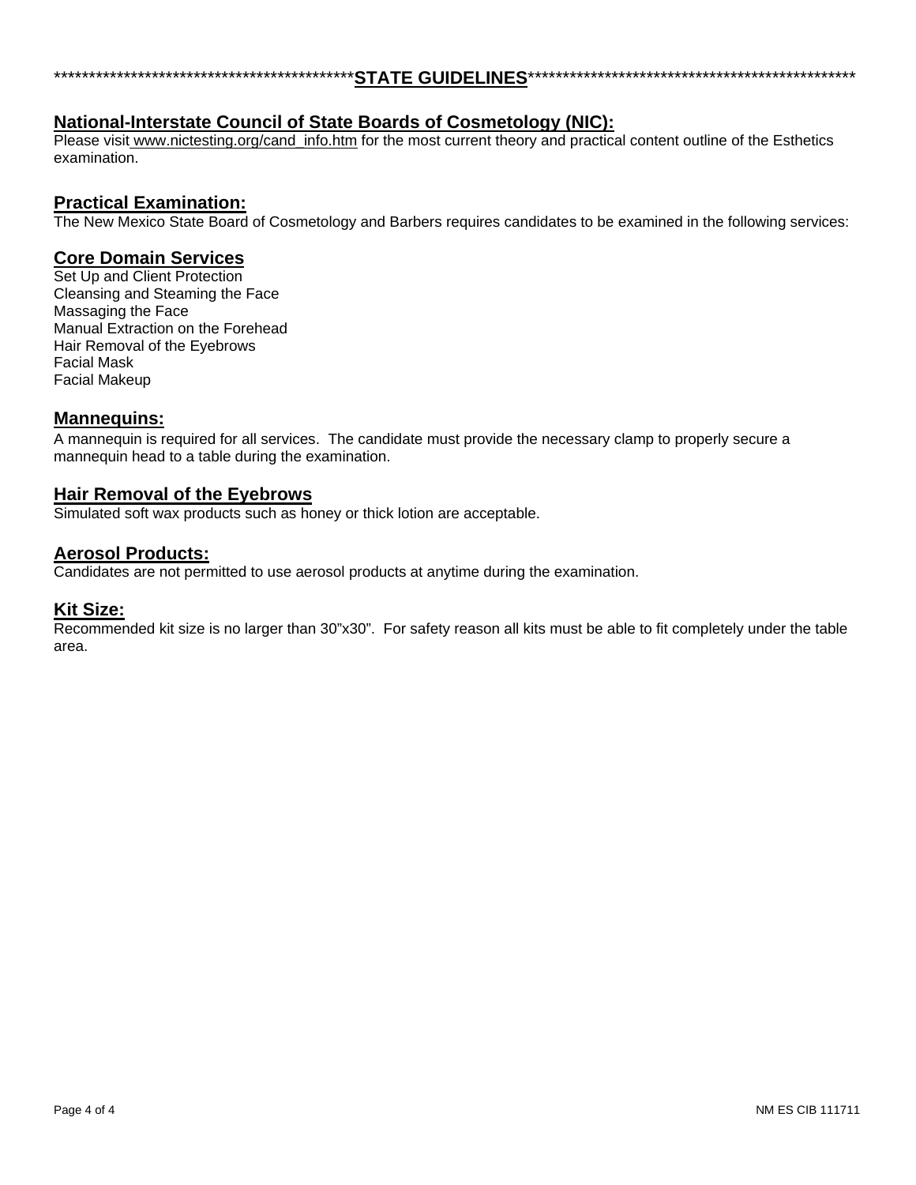******************************************STATE GUIDELINES*********************************************

## National-Interstate Council of State Boards of Cosmetology (NIC):

Please visit www.nictesting.org/cand_info.htm for the most current theory and practical content outline of the Esthetics examination.

## Practical Examination:

The New Mexico State Board of Cosmetology and Barbers requires candidates to be examined in the following services:

## Core Domain Services

Set Up and Client Protection
Cleansing and Steaming the Face
Massaging the Face
Manual Extraction on the Forehead
Hair Removal of the Eyebrows
Facial Mask
Facial Makeup

## Mannequins:

A mannequin is required for all services. The candidate must provide the necessary clamp to properly secure a mannequin head to a table during the examination.

## Hair Removal of the Eyebrows

Simulated soft wax products such as honey or thick lotion are acceptable.

## Aerosol Products:

Candidates are not permitted to use aerosol products at anytime during the examination.

## Kit Size:

Recommended kit size is no larger than 30"x30". For safety reason all kits must be able to fit completely under the table area.